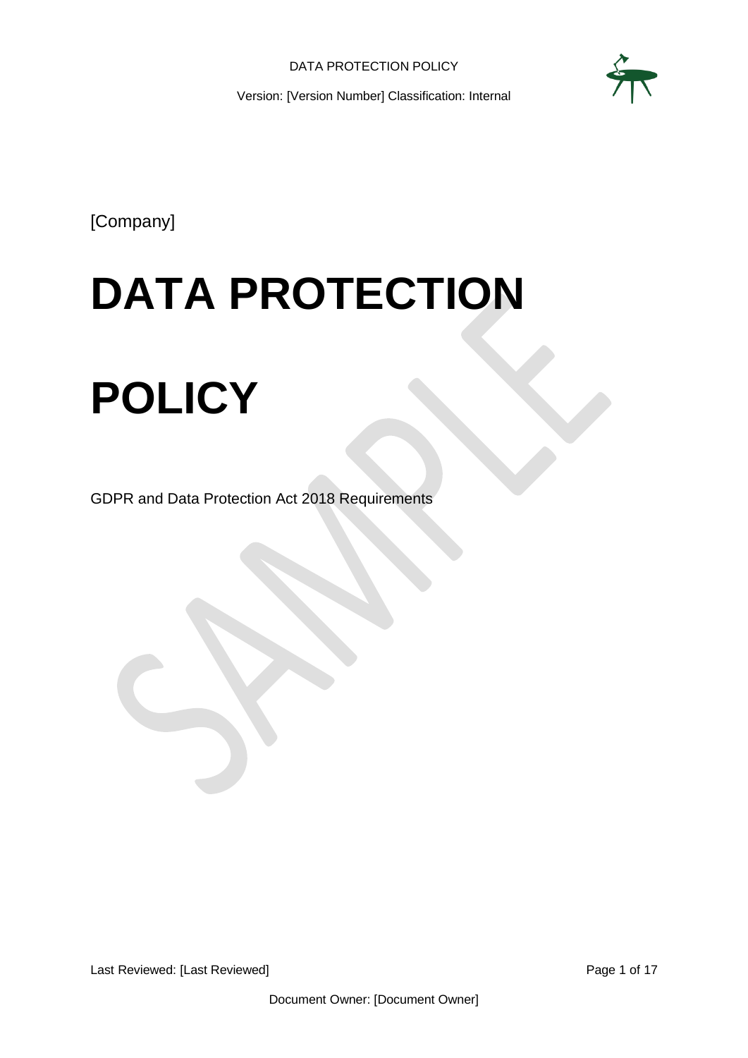[Company]

# DATA PROTECTION POLICY

GDPR and Data Protection Act 2018 Requirements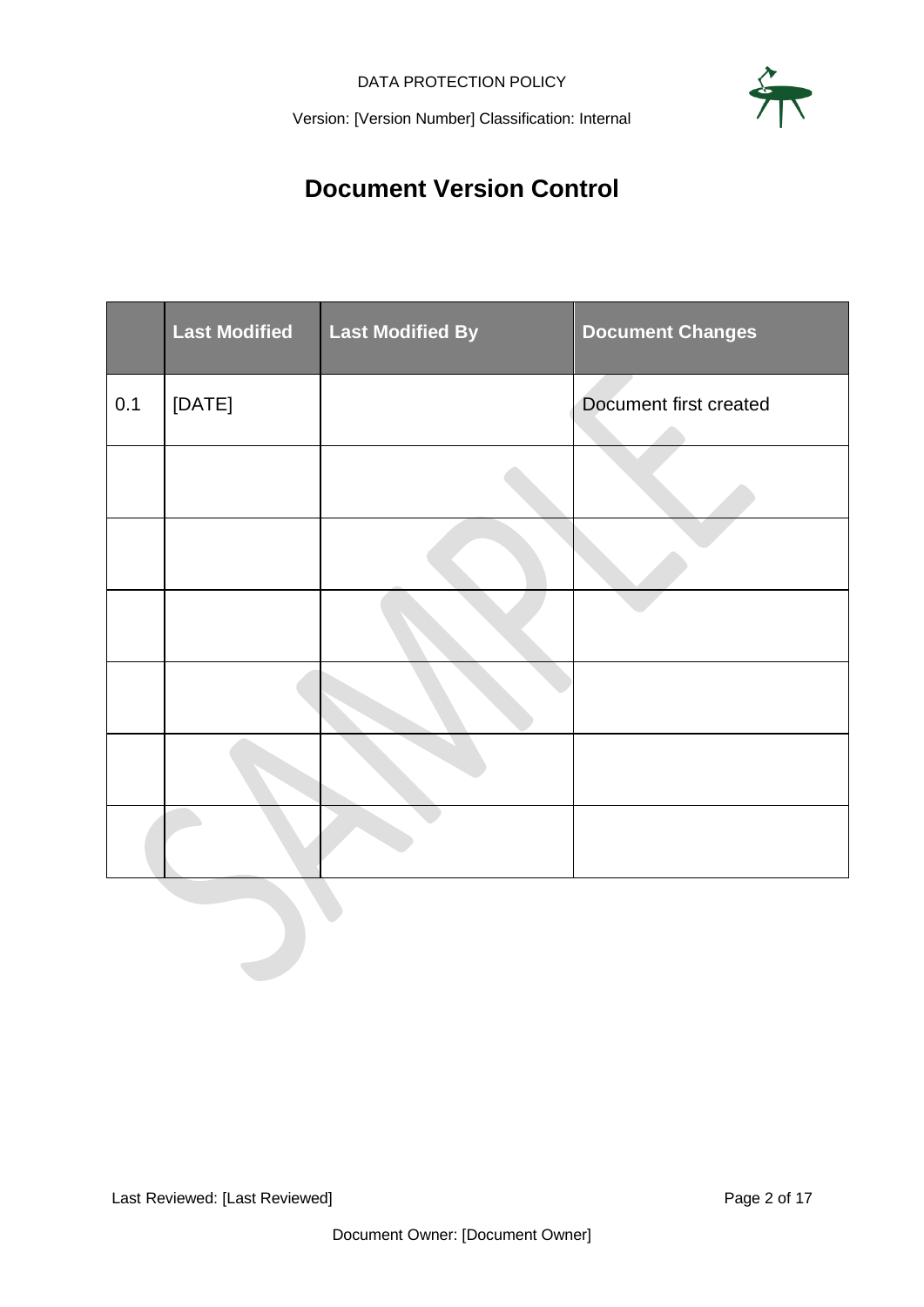# Document Version Control

| | Last Modified | Last Modified By | Document Changes |
|---|---|---|---|
| 0.1 | [DATE] | | Document first created |
| | | | |
| | | | |
| | | | |
| | | | |
| | | | |
| | | | |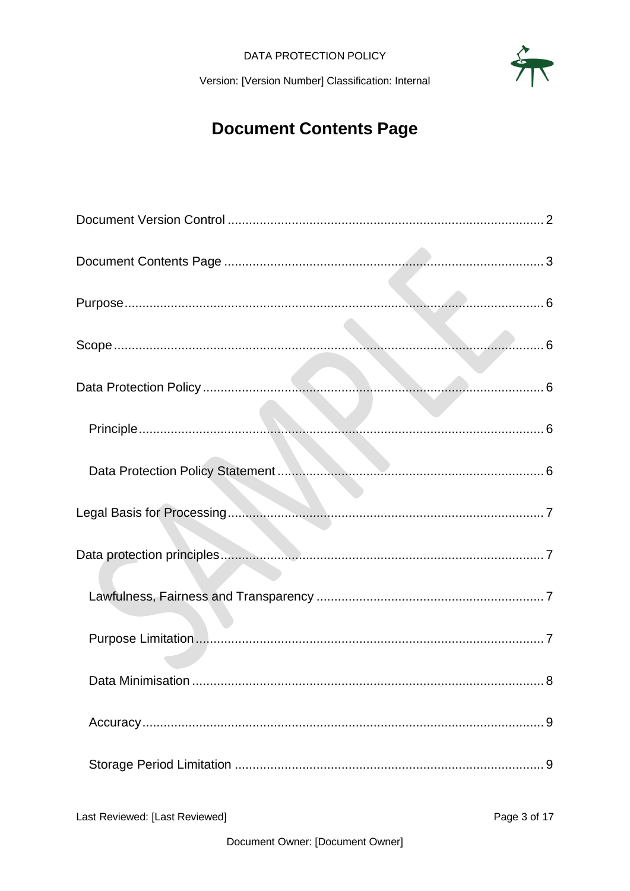# Document Contents Page

Document Version Control ........................................................................................ 2

Document Contents Page ......................................................................................... 3

Purpose .................................................................................................................... 6

Scope ....................................................................................................................... 6

Data Protection Policy ............................................................................................... 6

- Principle ................................................................................................................. 6
- Data Protection Policy Statement .......................................................................... 6

Legal Basis for Processing ........................................................................................ 7

Data protection principles .......................................................................................... 7

- Lawfulness, Fairness and Transparency ............................................................... 7
- Purpose Limitation ................................................................................................ 7
- Data Minimisation ................................................................................................. 8
- Accuracy ............................................................................................................... 9
- Storage Period Limitation ...................................................................................... 9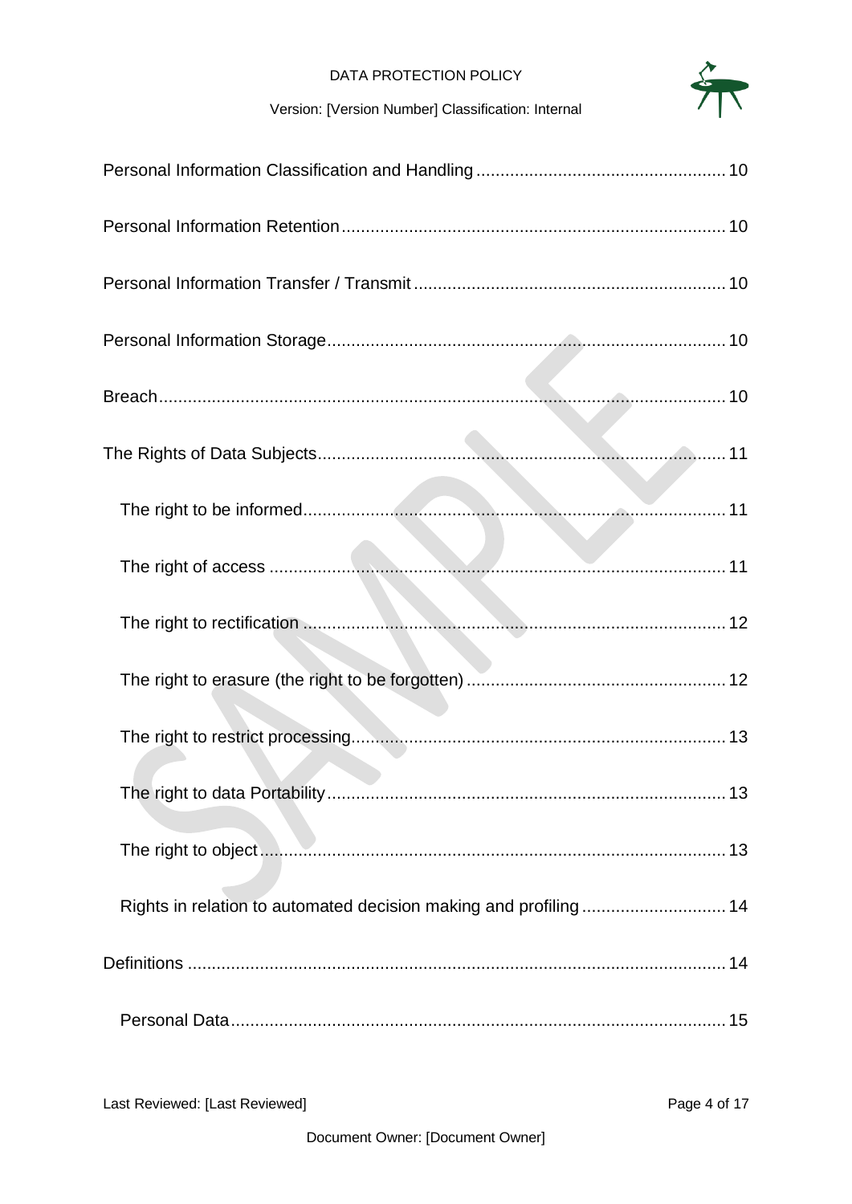Personal Information Classification and Handling .................................................... 10

Personal Information Retention ................................................................................ 10

Personal Information Transfer / Transmit ................................................................. 10

Personal Information Storage .................................................................................... 10

Breach ........................................................................................................................ 10

The Rights of Data Subjects ....................................................................................... 11

- The right to be informed ......................................................................................... 11
- The right of access ................................................................................................. 11
- The right to rectification ......................................................................................... 12
- The right to erasure (the right to be forgotten) ....................................................... 12
- The right to restrict processing ............................................................................... 13
- The right to data Portability .................................................................................... 13
- The right to object .................................................................................................. 13
- Rights in relation to automated decision making and profiling .............................. 14

Definitions ................................................................................................................. 14

- Personal Data ........................................................................................................ 15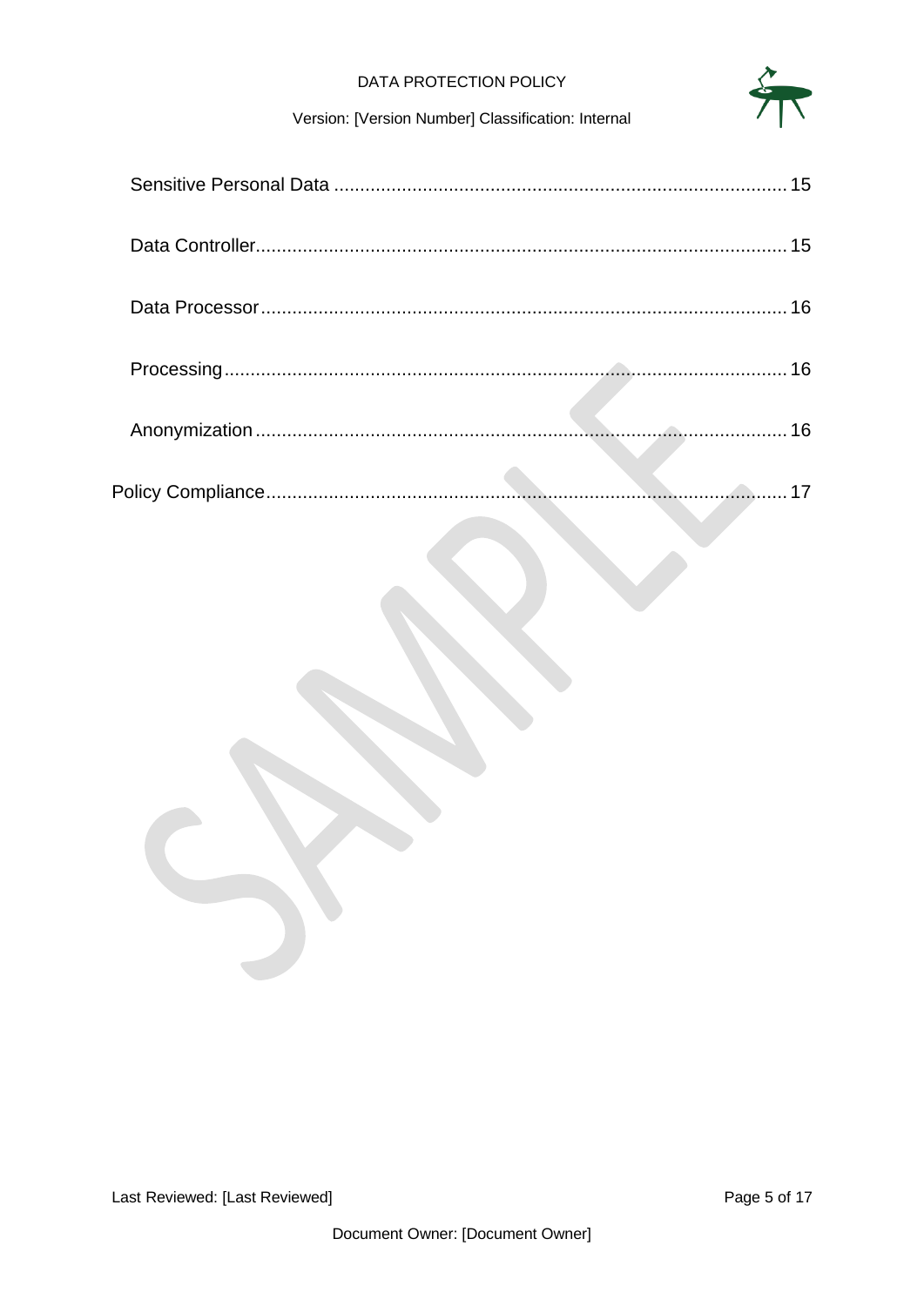Sensitive Personal Data ........................................................................................ 15

Data Controller........................................................................................................ 15

Data Processor........................................................................................................ 16

Processing............................................................................................................... 16

Anonymization ........................................................................................................ 16

Policy Compliance........................................................................................................ 17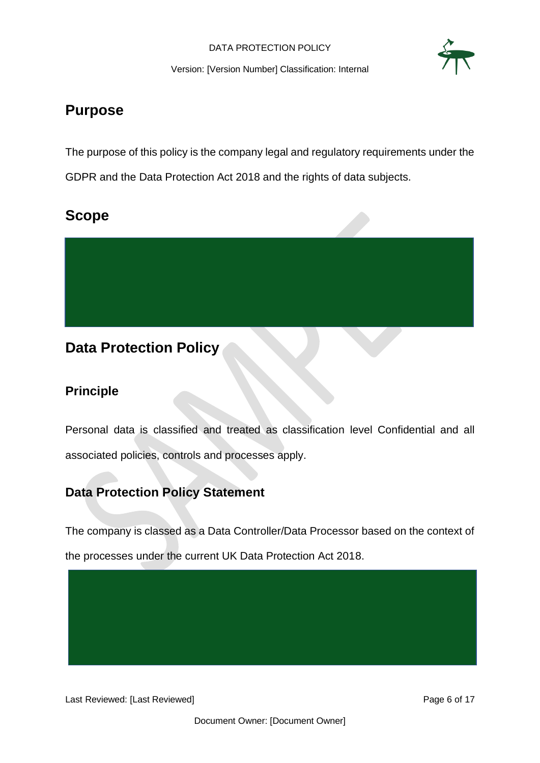# Purpose

The purpose of this policy is the company legal and regulatory requirements under the GDPR and the Data Protection Act 2018 and the rights of data subjects.

# Scope

# Data Protection Policy

## Principle

Personal data is classified and treated as classification level Confidential and all associated policies, controls and processes apply.

## Data Protection Policy Statement

The company is classed as a Data Controller/Data Processor based on the context of the processes under the current UK Data Protection Act 2018.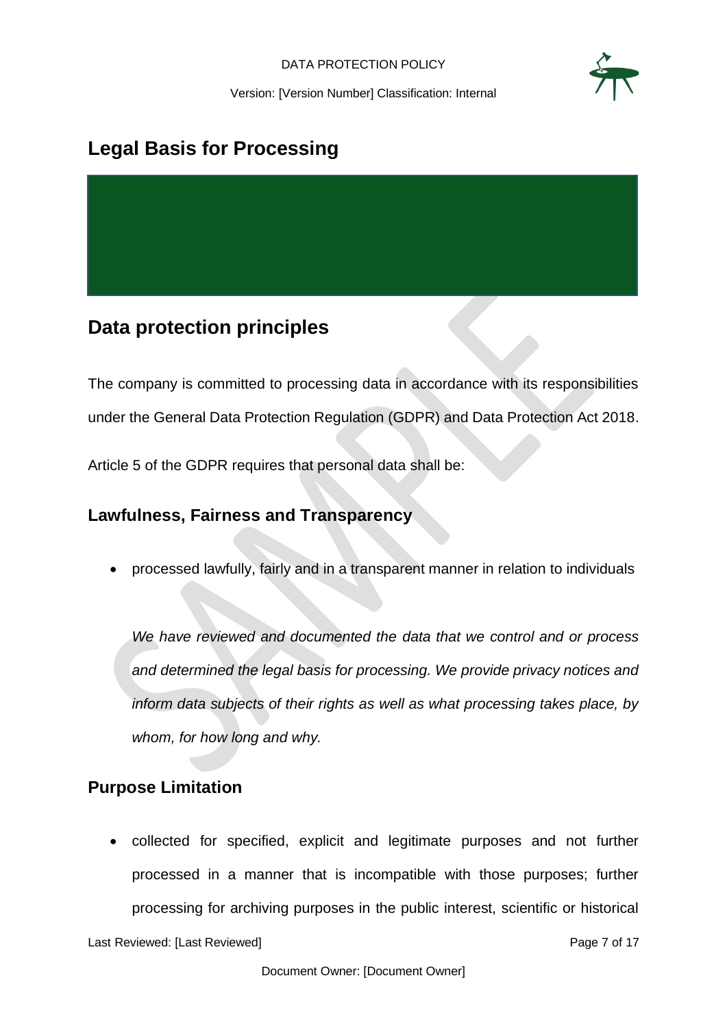## Legal Basis for Processing

## Data protection principles

The company is committed to processing data in accordance with its responsibilities under the General Data Protection Regulation (GDPR) and Data Protection Act 2018.

Article 5 of the GDPR requires that personal data shall be:

### Lawfulness, Fairness and Transparency

- processed lawfully, fairly and in a transparent manner in relation to individuals

  *We have reviewed and documented the data that we control and or process and determined the legal basis for processing. We provide privacy notices and inform data subjects of their rights as well as what processing takes place, by whom, for how long and why.*

### Purpose Limitation

- collected for specified, explicit and legitimate purposes and not further processed in a manner that is incompatible with those purposes; further processing for archiving purposes in the public interest, scientific or historical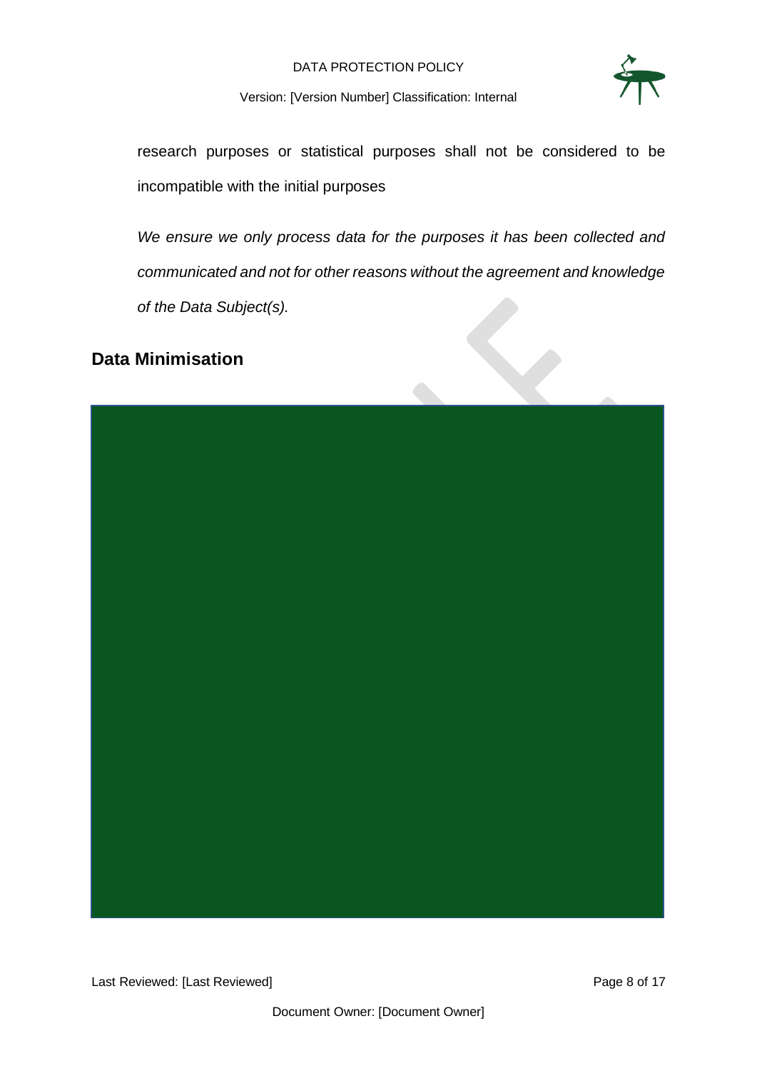research purposes or statistical purposes shall not be considered to be incompatible with the initial purposes

*We ensure we only process data for the purposes it has been collected and communicated and not for other reasons without the agreement and knowledge of the Data Subject(s).*

## Data Minimisation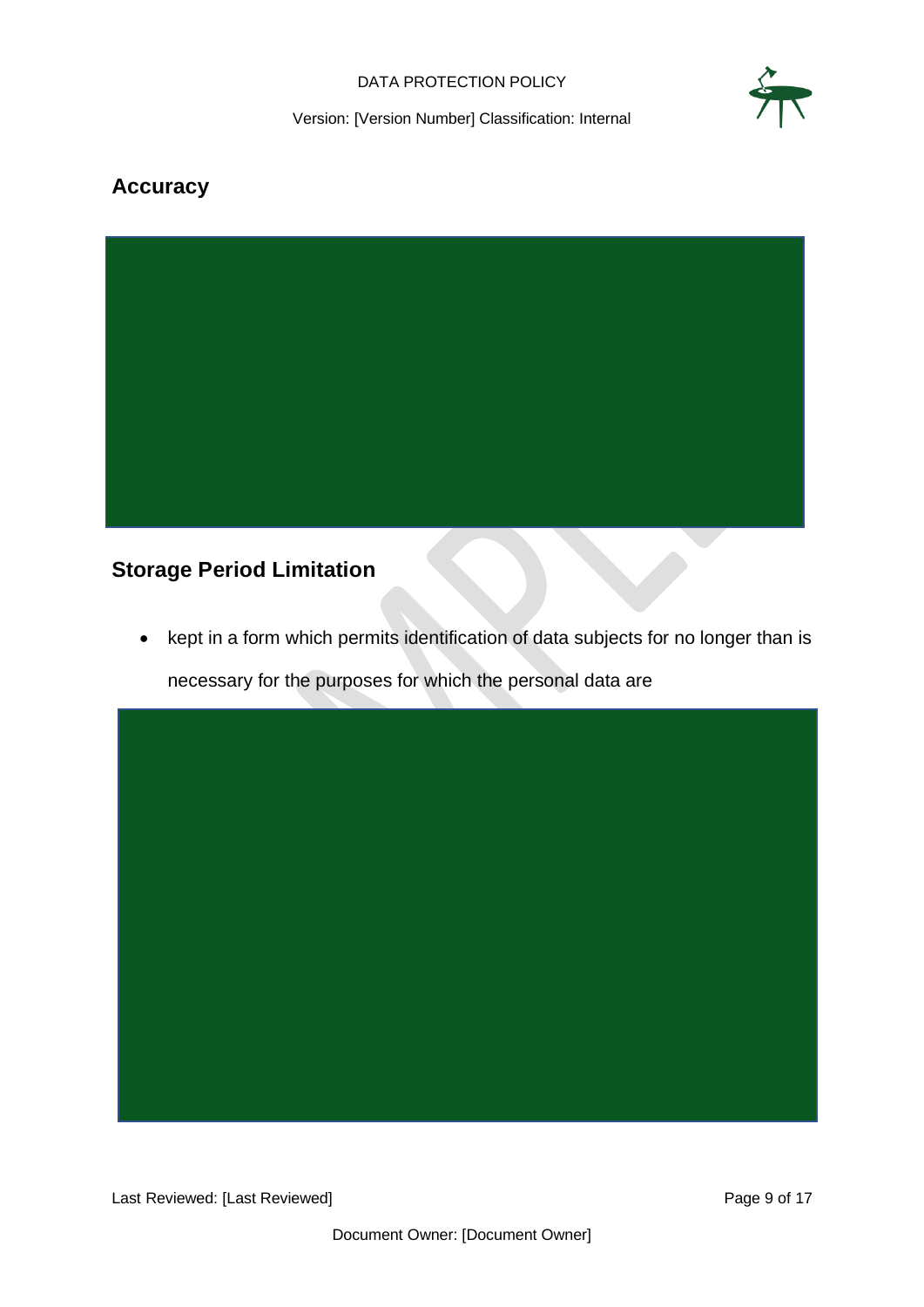## Accuracy

## Storage Period Limitation

- kept in a form which permits identification of data subjects for no longer than is necessary for the purposes for which the personal data are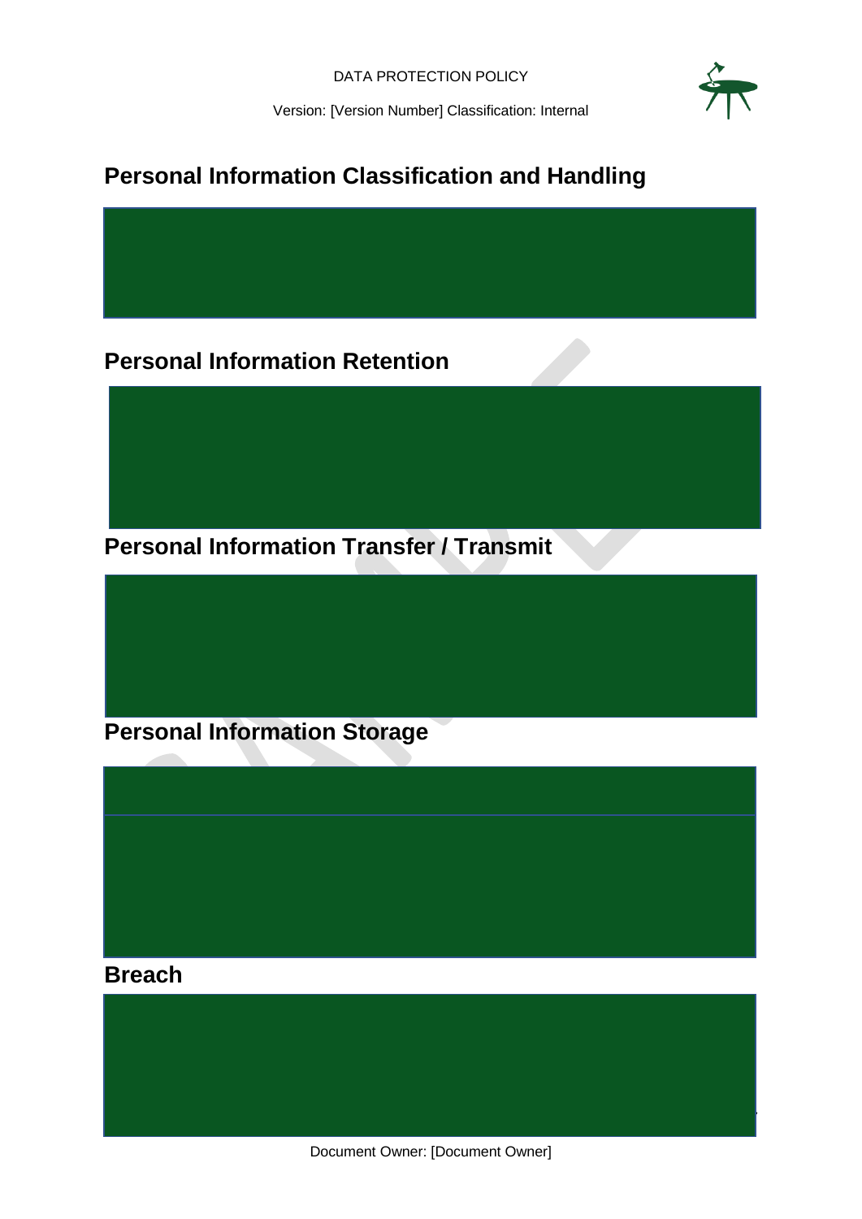## Personal Information Classification and Handling

## Personal Information Retention

## Personal Information Transfer / Transmit

## Personal Information Storage

## Breach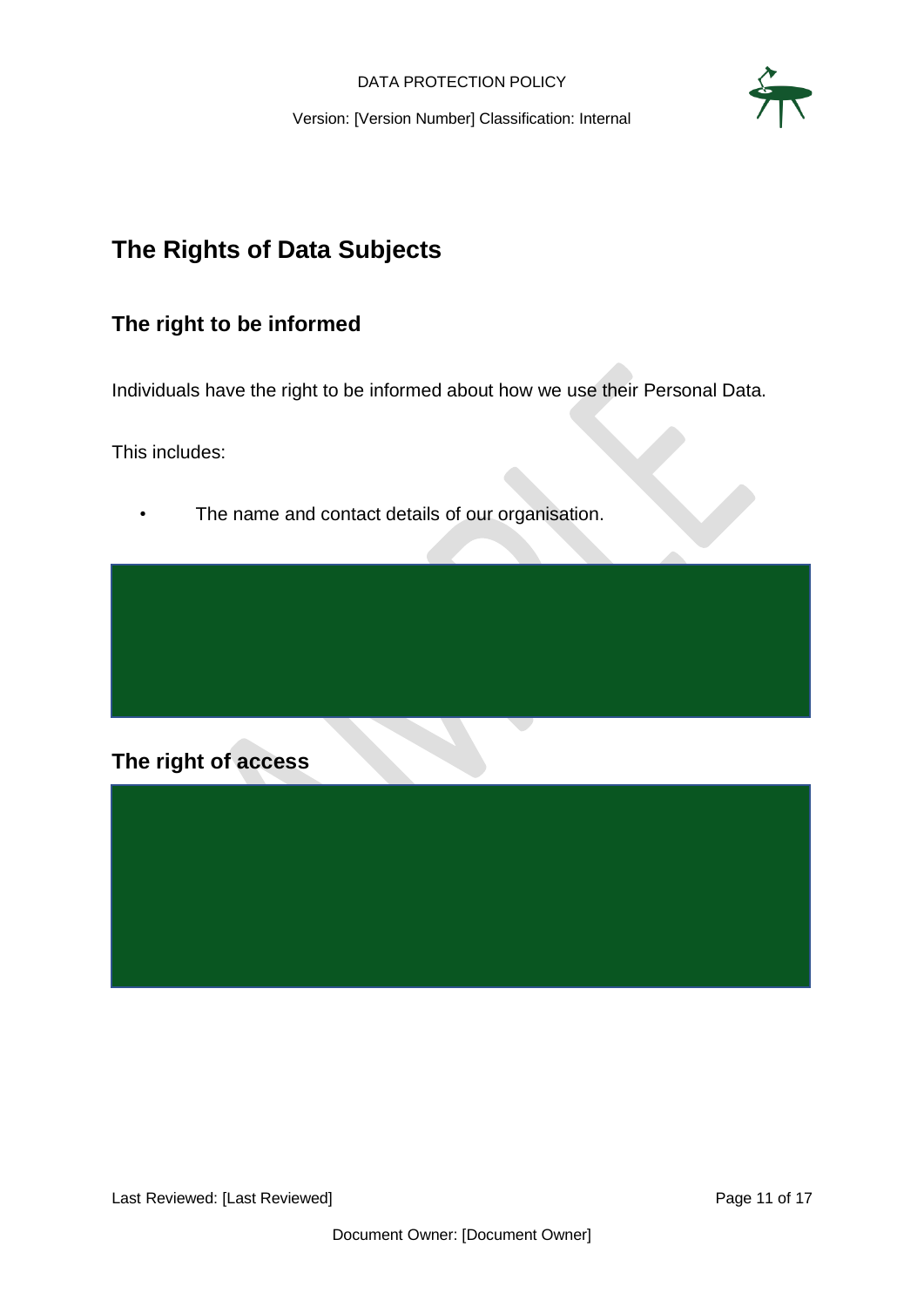# The Rights of Data Subjects

## The right to be informed

Individuals have the right to be informed about how we use their Personal Data.

This includes:

- The name and contact details of our organisation.

## The right of access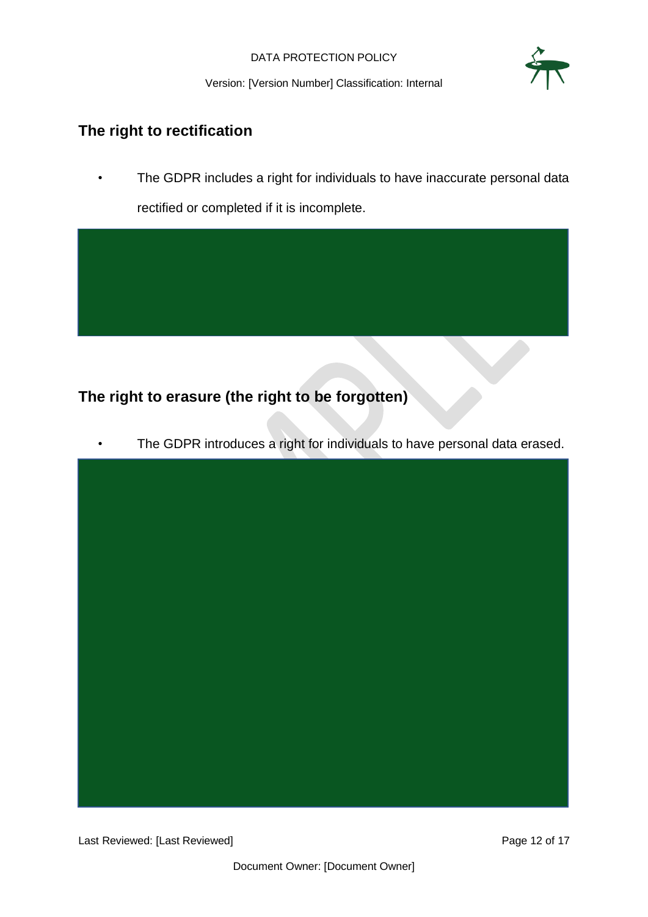## The right to rectification

- The GDPR includes a right for individuals to have inaccurate personal data rectified or completed if it is incomplete.

## The right to erasure (the right to be forgotten)

- The GDPR introduces a right for individuals to have personal data erased.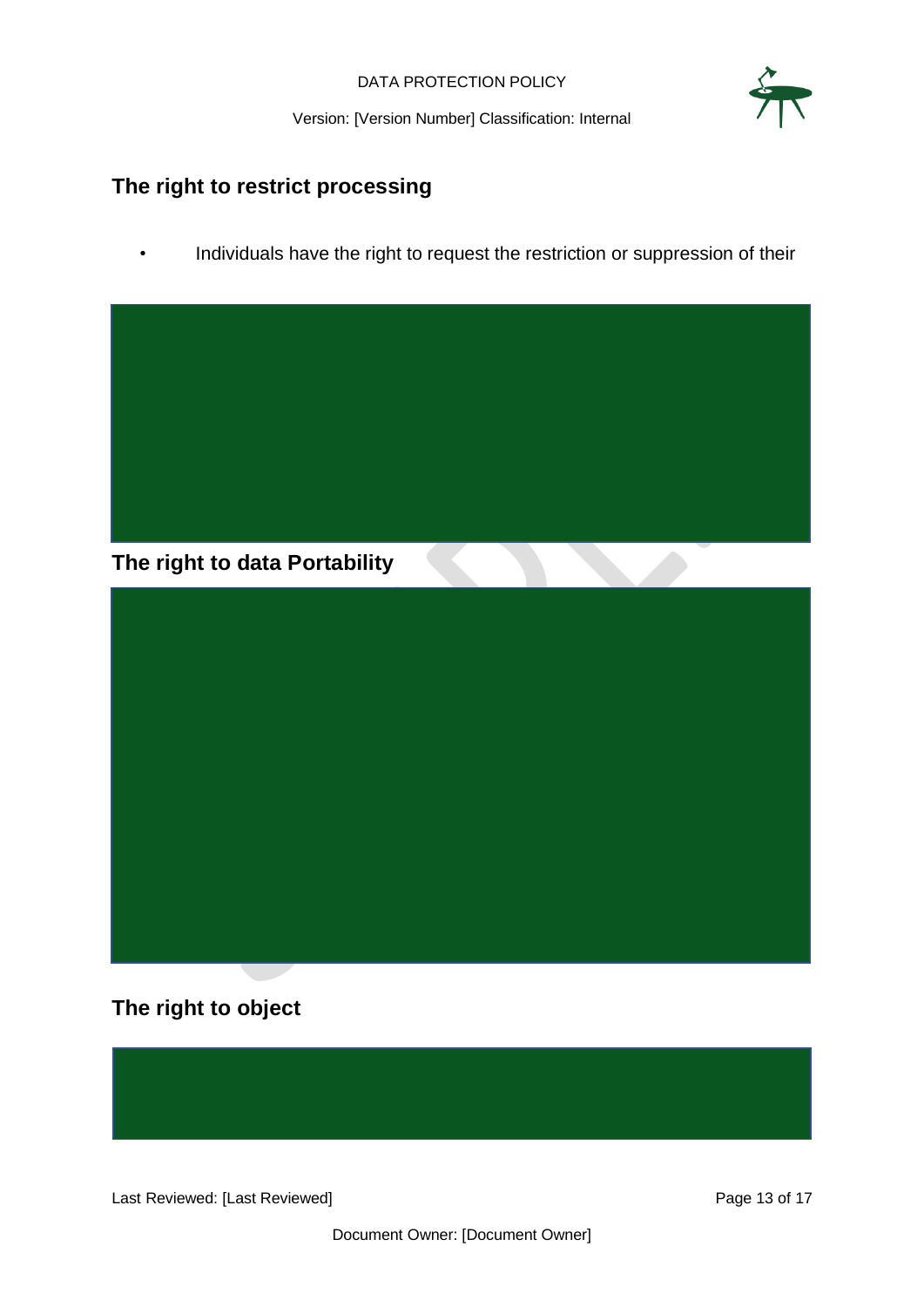## The right to restrict processing

- Individuals have the right to request the restriction or suppression of their

## The right to data Portability

## The right to object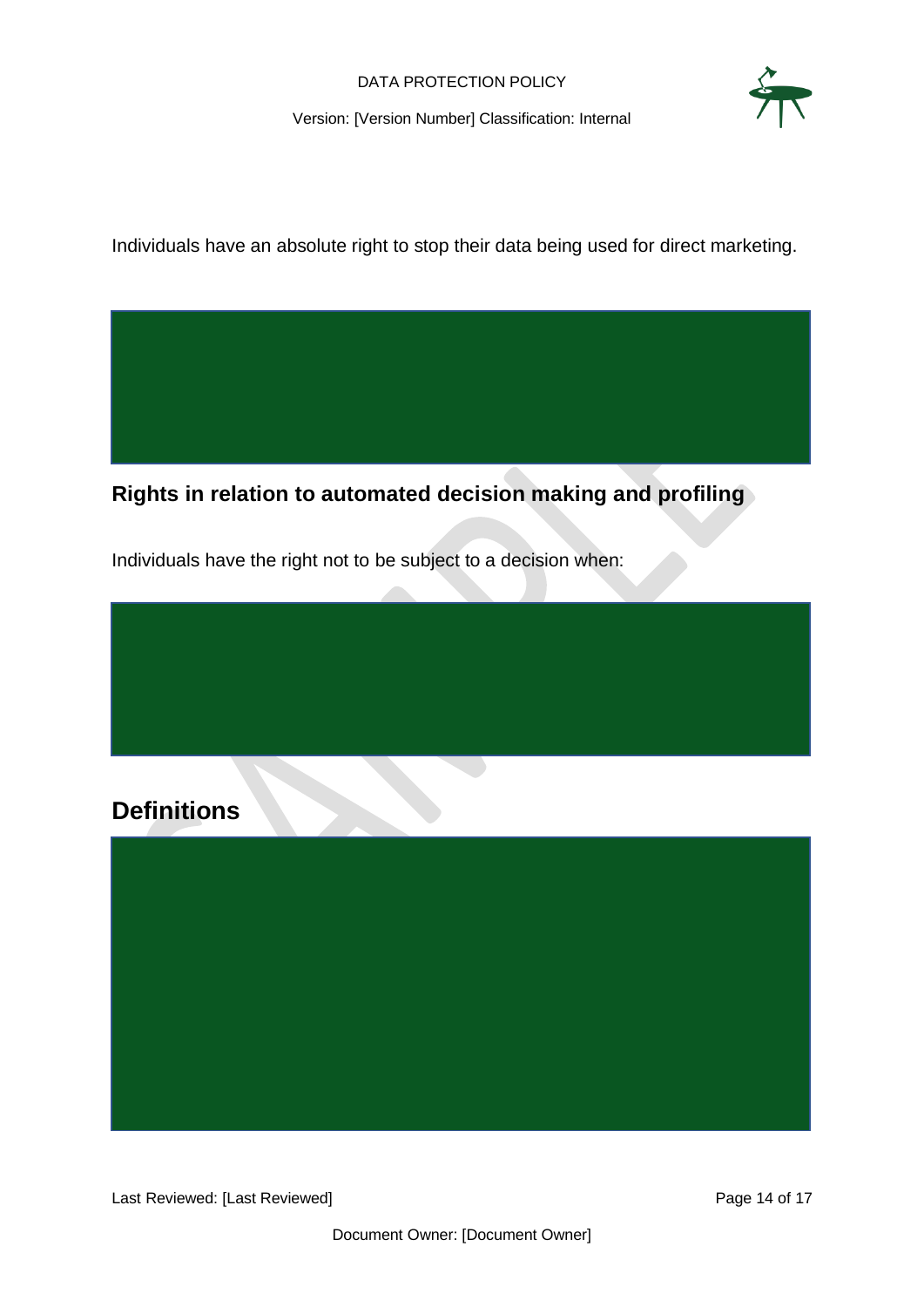Individuals have an absolute right to stop their data being used for direct marketing.

### Rights in relation to automated decision making and profiling

Individuals have the right not to be subject to a decision when:

## Definitions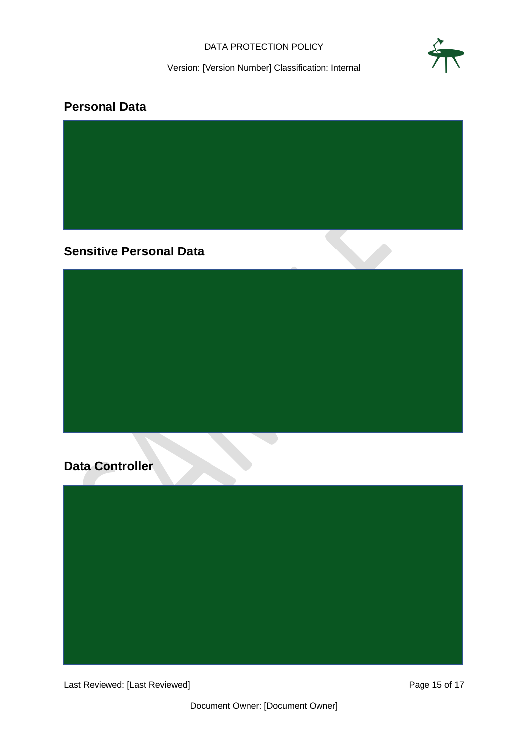## Personal Data

## Sensitive Personal Data

## Data Controller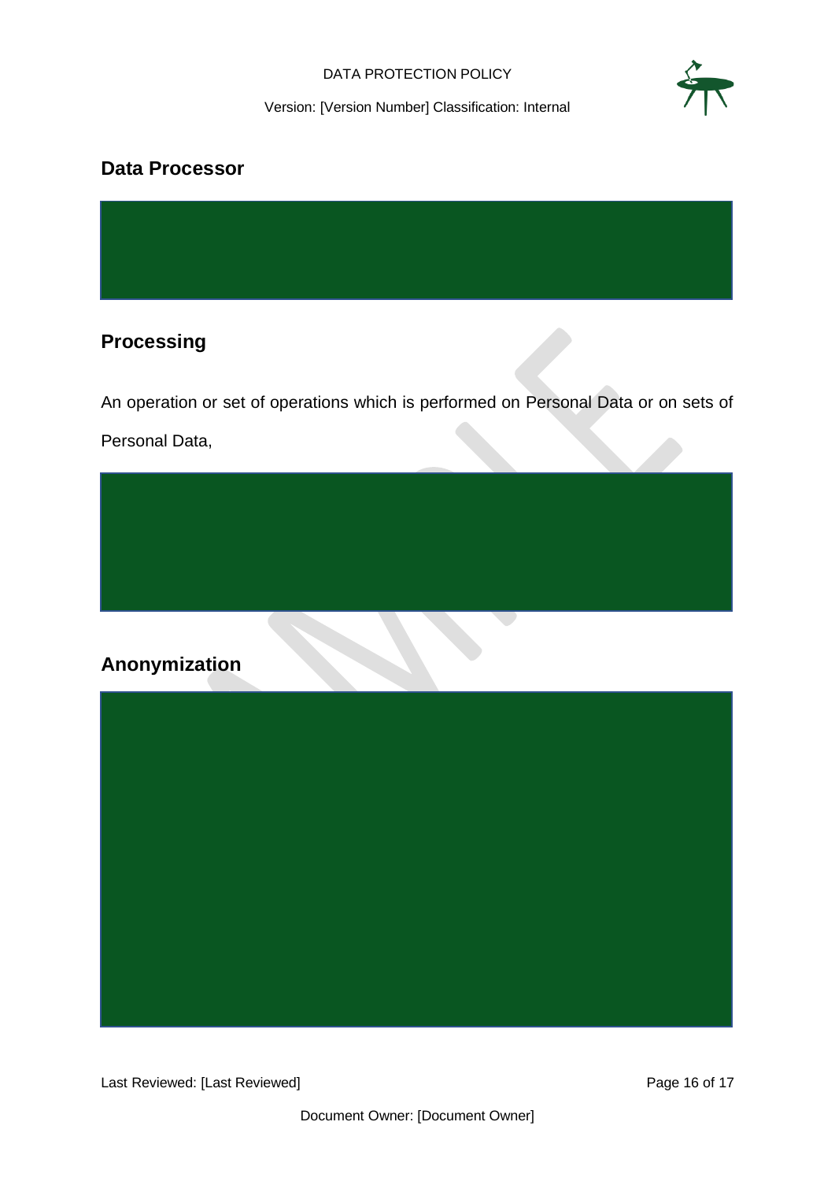## Data Processor

## Processing

An operation or set of operations which is performed on Personal Data or on sets of Personal Data,

## Anonymization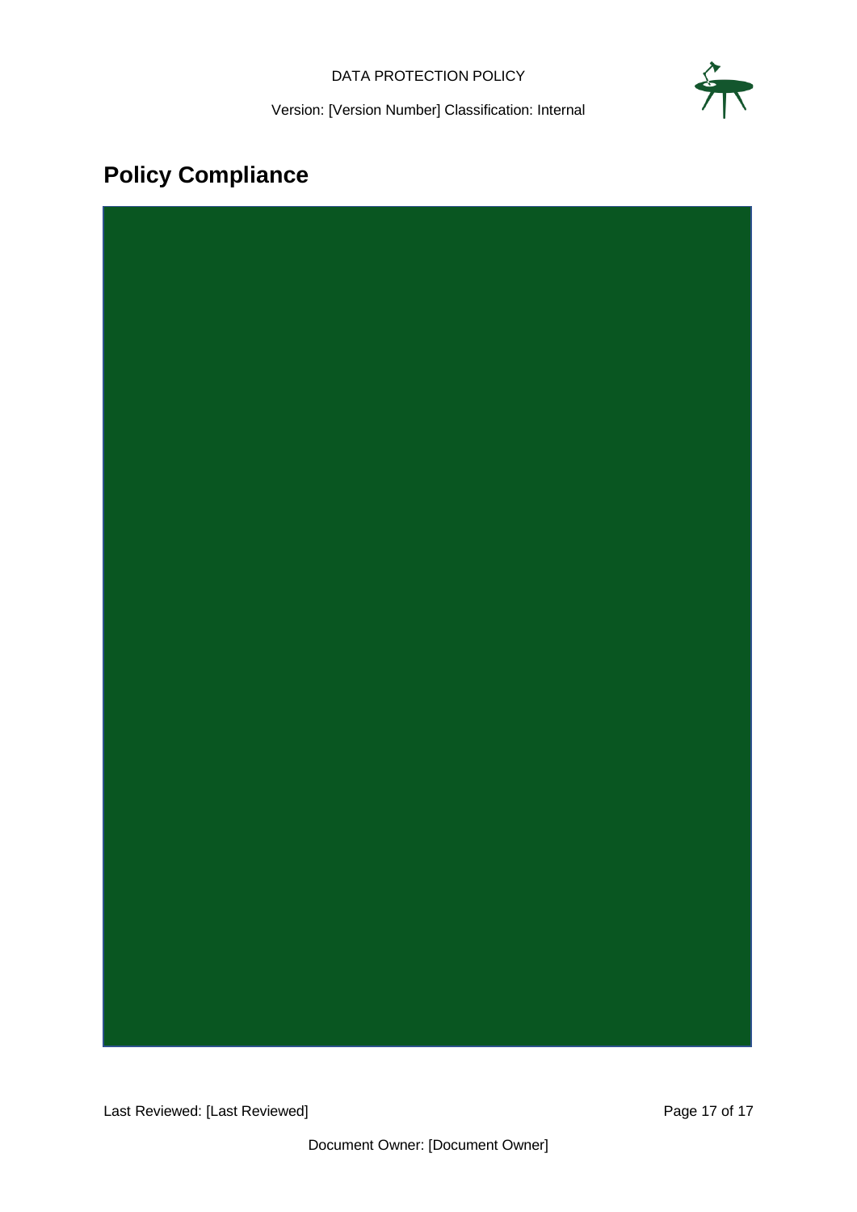# Policy Compliance